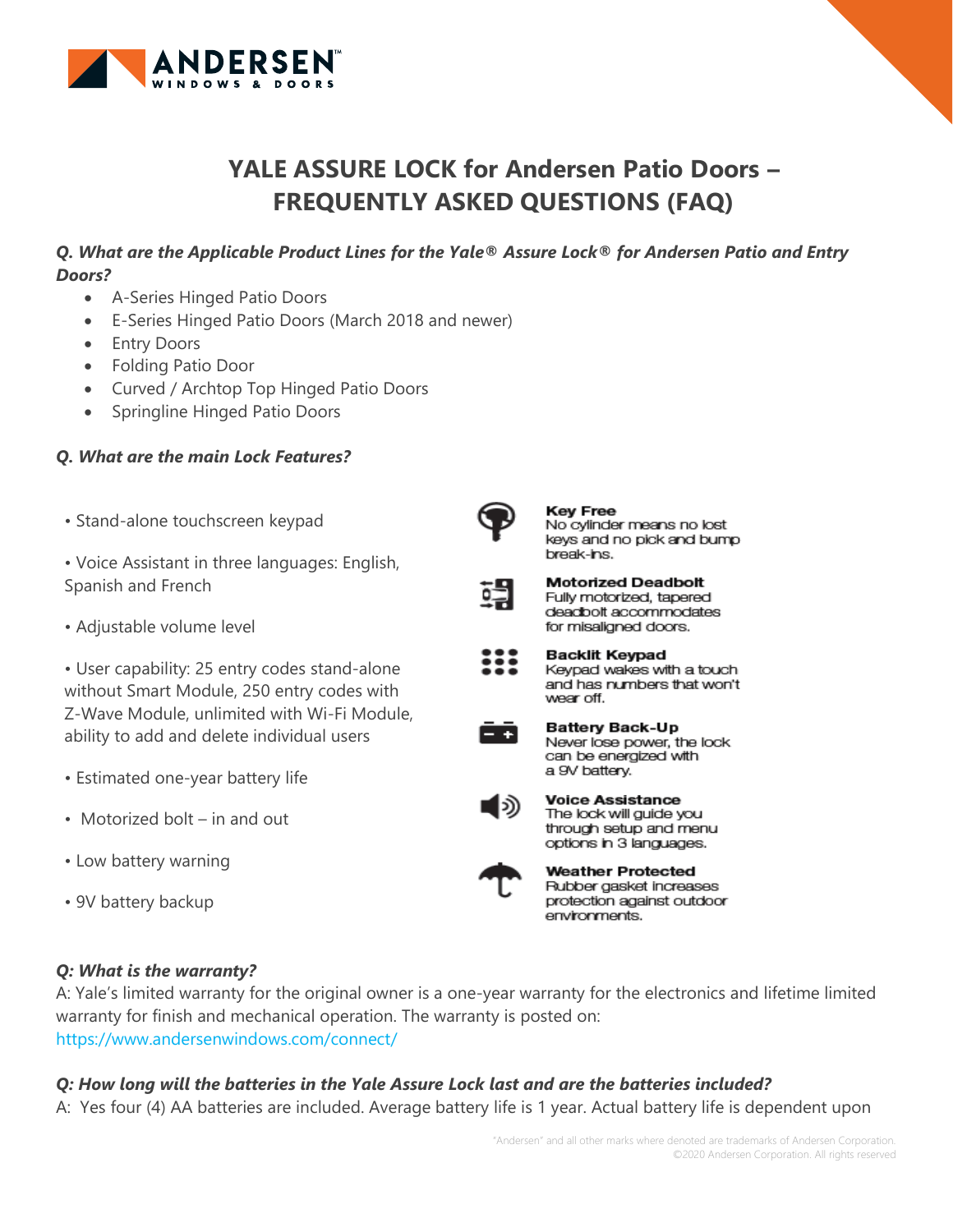# YALE ASSURE LOCK for Andersen Patio Doors – FREQUENTLY ASKED QUESTIONS (FAQ)

***Q. What are the Applicable Product Lines for the Yale® Assure Lock® for Andersen Patio and Entry Doors?***

- A-Series Hinged Patio Doors
- E-Series Hinged Patio Doors (March 2018 and newer)
- Entry Doors
- Folding Patio Door
- Curved / Archtop Top Hinged Patio Doors
- Springline Hinged Patio Doors

***Q. What are the main Lock Features?***

- Stand-alone touchscreen keypad
- Voice Assistant in three languages: English, Spanish and French
- Adjustable volume level
- User capability: 25 entry codes stand-alone without Smart Module, 250 entry codes with Z-Wave Module, unlimited with Wi-Fi Module, ability to add and delete individual users
- Estimated one-year battery life
- Motorized bolt – in and out
- Low battery warning
- 9V battery backup

**Key Free**
No cylinder means no lost keys and no pick and bump break-ins.

**Motorized Deadbolt**
Fully motorized, tapered deadbolt accommodates for misaligned doors.

**Backlit Keypad**
Keypad wakes with a touch and has numbers that won't wear off.

**Battery Back-Up**
Never lose power, the lock can be energized with a 9V battery.

**Voice Assistance**
The lock will guide you through setup and menu options in 3 languages.

**Weather Protected**
Rubber gasket increases protection against outdoor environments.

***Q: What is the warranty?***

A: Yale's limited warranty for the original owner is a one-year warranty for the electronics and lifetime limited warranty for finish and mechanical operation. The warranty is posted on: https://www.andersenwindows.com/connect/

***Q: How long will the batteries in the Yale Assure Lock last and are the batteries included?***

A: Yes four (4) AA batteries are included. Average battery life is 1 year. Actual battery life is dependent upon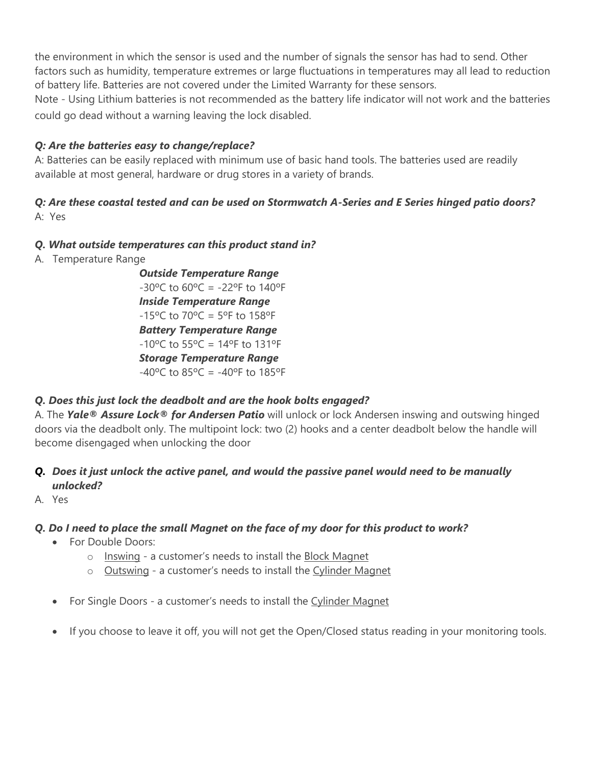the environment in which the sensor is used and the number of signals the sensor has had to send. Other factors such as humidity, temperature extremes or large fluctuations in temperatures may all lead to reduction of battery life. Batteries are not covered under the Limited Warranty for these sensors.
Note - Using Lithium batteries is not recommended as the battery life indicator will not work and the batteries could go dead without a warning leaving the lock disabled.

***Q: Are the batteries easy to change/replace?***
A: Batteries can be easily replaced with minimum use of basic hand tools. The batteries used are readily available at most general, hardware or drug stores in a variety of brands.

***Q: Are these coastal tested and can be used on Stormwatch A-Series and E Series hinged patio doors?***
A: Yes

***Q. What outside temperatures can this product stand in?***

A. Temperature Range

***Outside Temperature Range***
-30ºC to 60ºC = -22ºF to 140ºF
***Inside Temperature Range***
-15ºC to 70ºC = 5ºF to 158ºF
***Battery Temperature Range***
-10ºC to 55ºC = 14ºF to 131ºF
***Storage Temperature Range***
-40ºC to 85ºC = -40ºF to 185ºF

***Q. Does this just lock the deadbolt and are the hook bolts engaged?***
A. The ***Yale® Assure Lock® for Andersen Patio*** will unlock or lock Andersen inswing and outswing hinged doors via the deadbolt only. The multipoint lock: two (2) hooks and a center deadbolt below the handle will become disengaged when unlocking the door

***Q. Does it just unlock the active panel, and would the passive panel would need to be manually unlocked?***

A. Yes

***Q. Do I need to place the small Magnet on the face of my door for this product to work?***

- For Double Doors:
  - Inswing - a customer's needs to install the Block Magnet
  - Outswing - a customer's needs to install the Cylinder Magnet
- For Single Doors - a customer's needs to install the Cylinder Magnet
- If you choose to leave it off, you will not get the Open/Closed status reading in your monitoring tools.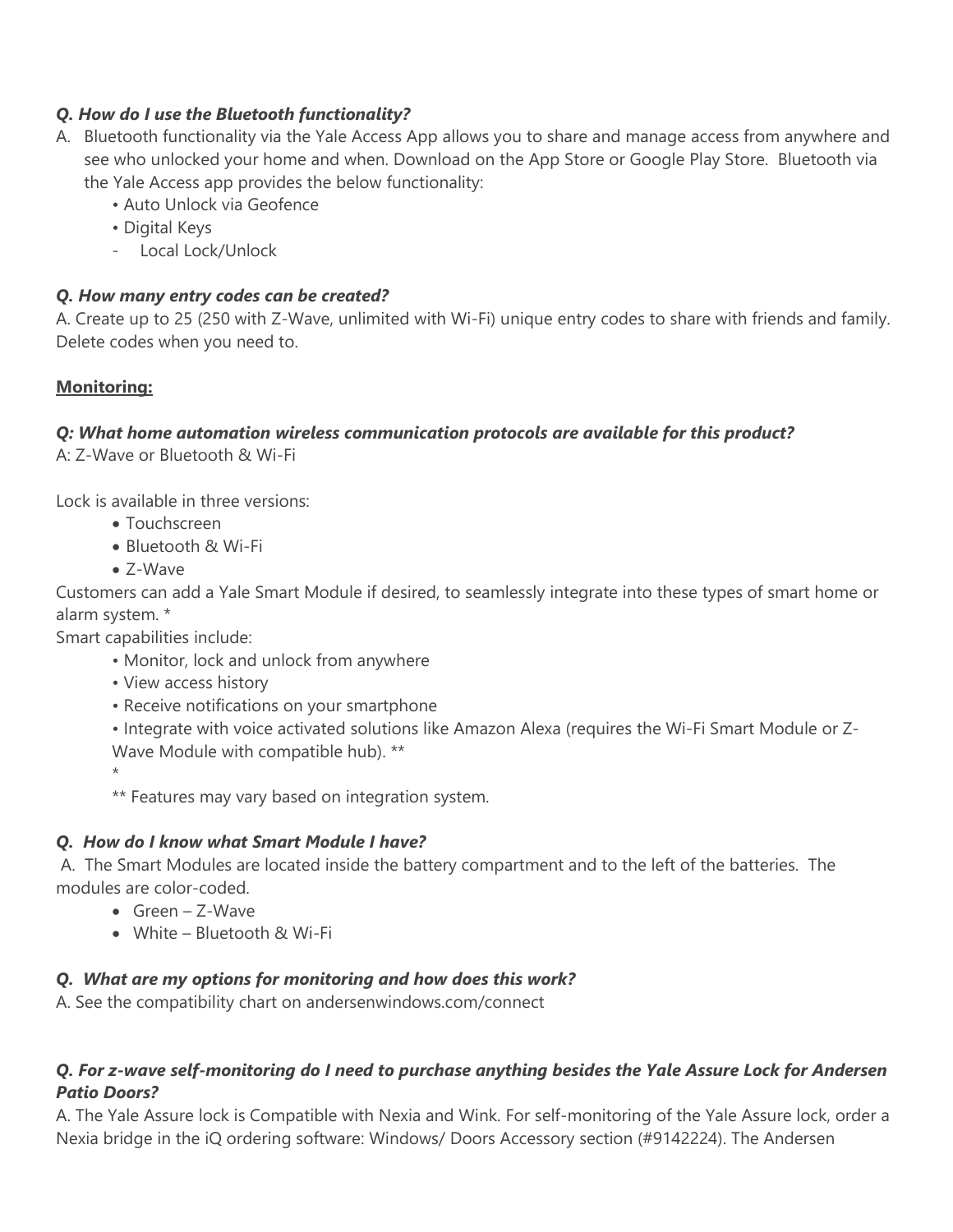***Q. How do I use the Bluetooth functionality?***

A. Bluetooth functionality via the Yale Access App allows you to share and manage access from anywhere and see who unlocked your home and when. Download on the App Store or Google Play Store. Bluetooth via the Yale Access app provides the below functionality:

- • Auto Unlock via Geofence
- • Digital Keys
- Local Lock/Unlock

***Q. How many entry codes can be created?***

A. Create up to 25 (250 with Z-Wave, unlimited with Wi-Fi) unique entry codes to share with friends and family. Delete codes when you need to.

**Monitoring:**

***Q: What home automation wireless communication protocols are available for this product?***

A: Z-Wave or Bluetooth & Wi-Fi

Lock is available in three versions:

- Touchscreen
- Bluetooth & Wi-Fi
- Z-Wave

Customers can add a Yale Smart Module if desired, to seamlessly integrate into these types of smart home or alarm system. *

Smart capabilities include:

- • Monitor, lock and unlock from anywhere
- • View access history
- • Receive notifications on your smartphone
- • Integrate with voice activated solutions like Amazon Alexa (requires the Wi-Fi Smart Module or Z-Wave Module with compatible hub). **

*

** Features may vary based on integration system.

***Q. How do I know what Smart Module I have?***

A. The Smart Modules are located inside the battery compartment and to the left of the batteries. The modules are color-coded.

- Green – Z-Wave
- White – Bluetooth & Wi-Fi

***Q. What are my options for monitoring and how does this work?***

A. See the compatibility chart on andersenwindows.com/connect

***Q. For z-wave self-monitoring do I need to purchase anything besides the Yale Assure Lock for Andersen Patio Doors?***

A. The Yale Assure lock is Compatible with Nexia and Wink. For self-monitoring of the Yale Assure lock, order a Nexia bridge in the iQ ordering software: Windows/ Doors Accessory section (#9142224). The Andersen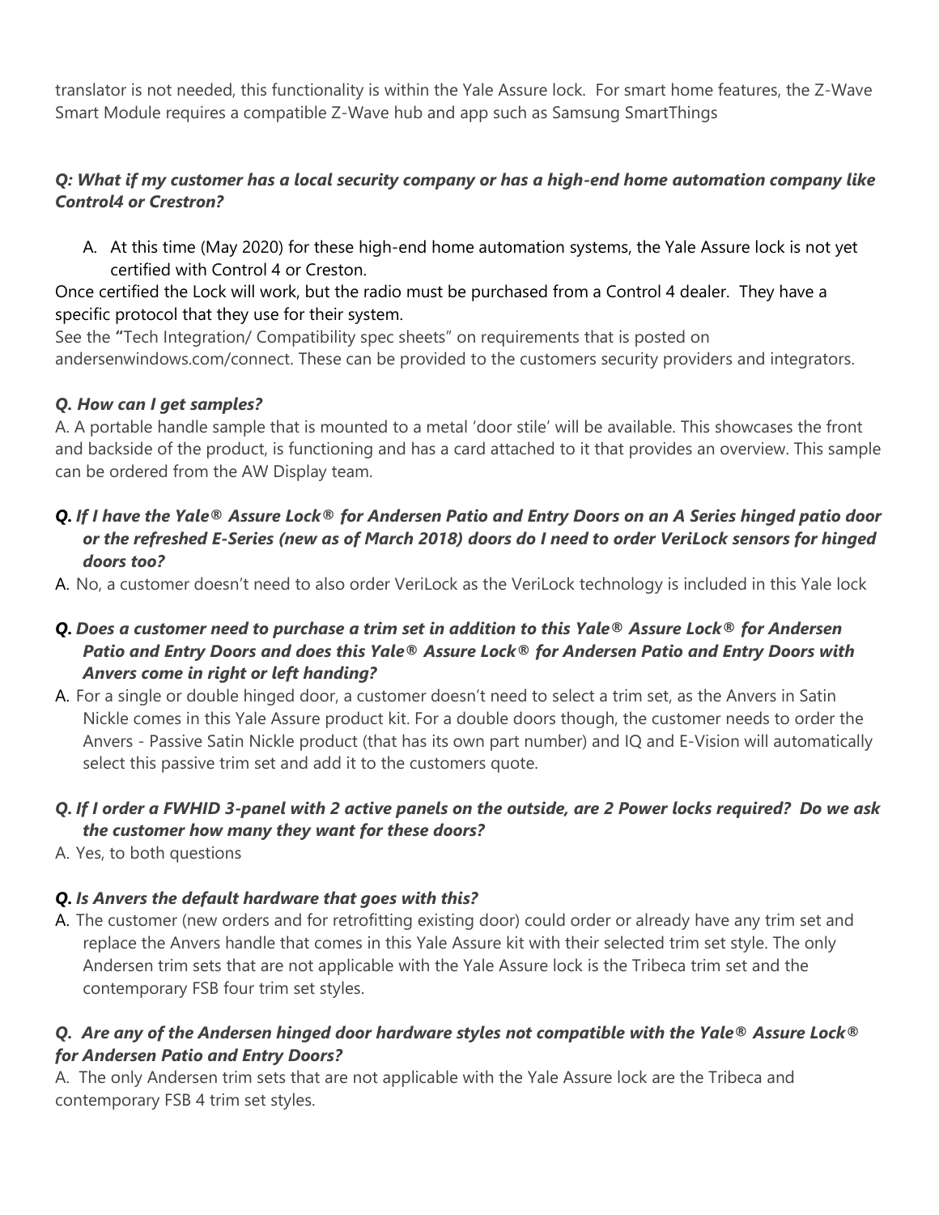translator is not needed, this functionality is within the Yale Assure lock. For smart home features, the Z-Wave Smart Module requires a compatible Z-Wave hub and app such as Samsung SmartThings

***Q: What if my customer has a local security company or has a high-end home automation company like Control4 or Crestron?***

A. At this time (May 2020) for these high-end home automation systems, the Yale Assure lock is not yet certified with Control 4 or Creston.

Once certified the Lock will work, but the radio must be purchased from a Control 4 dealer. They have a specific protocol that they use for their system.

See the **"**Tech Integration/ Compatibility spec sheets" on requirements that is posted on andersenwindows.com/connect. These can be provided to the customers security providers and integrators.

***Q. How can I get samples?***

A. A portable handle sample that is mounted to a metal 'door stile' will be available. This showcases the front and backside of the product, is functioning and has a card attached to it that provides an overview. This sample can be ordered from the AW Display team.

***Q. If I have the Yale® Assure Lock® for Andersen Patio and Entry Doors on an A Series hinged patio door or the refreshed E-Series (new as of March 2018) doors do I need to order VeriLock sensors for hinged doors too?***

A. No, a customer doesn't need to also order VeriLock as the VeriLock technology is included in this Yale lock

***Q. Does a customer need to purchase a trim set in addition to this Yale® Assure Lock® for Andersen Patio and Entry Doors and does this Yale® Assure Lock® for Andersen Patio and Entry Doors with Anvers come in right or left handing?***

A. For a single or double hinged door, a customer doesn't need to select a trim set, as the Anvers in Satin Nickle comes in this Yale Assure product kit. For a double doors though, the customer needs to order the Anvers - Passive Satin Nickle product (that has its own part number) and IQ and E-Vision will automatically select this passive trim set and add it to the customers quote.

***Q. If I order a FWHID 3-panel with 2 active panels on the outside, are 2 Power locks required? Do we ask the customer how many they want for these doors?***

A. Yes, to both questions

***Q. Is Anvers the default hardware that goes with this?***

A. The customer (new orders and for retrofitting existing door) could order or already have any trim set and replace the Anvers handle that comes in this Yale Assure kit with their selected trim set style. The only Andersen trim sets that are not applicable with the Yale Assure lock is the Tribeca trim set and the contemporary FSB four trim set styles.

***Q. Are any of the Andersen hinged door hardware styles not compatible with the Yale® Assure Lock® for Andersen Patio and Entry Doors?***

A. The only Andersen trim sets that are not applicable with the Yale Assure lock are the Tribeca and contemporary FSB 4 trim set styles.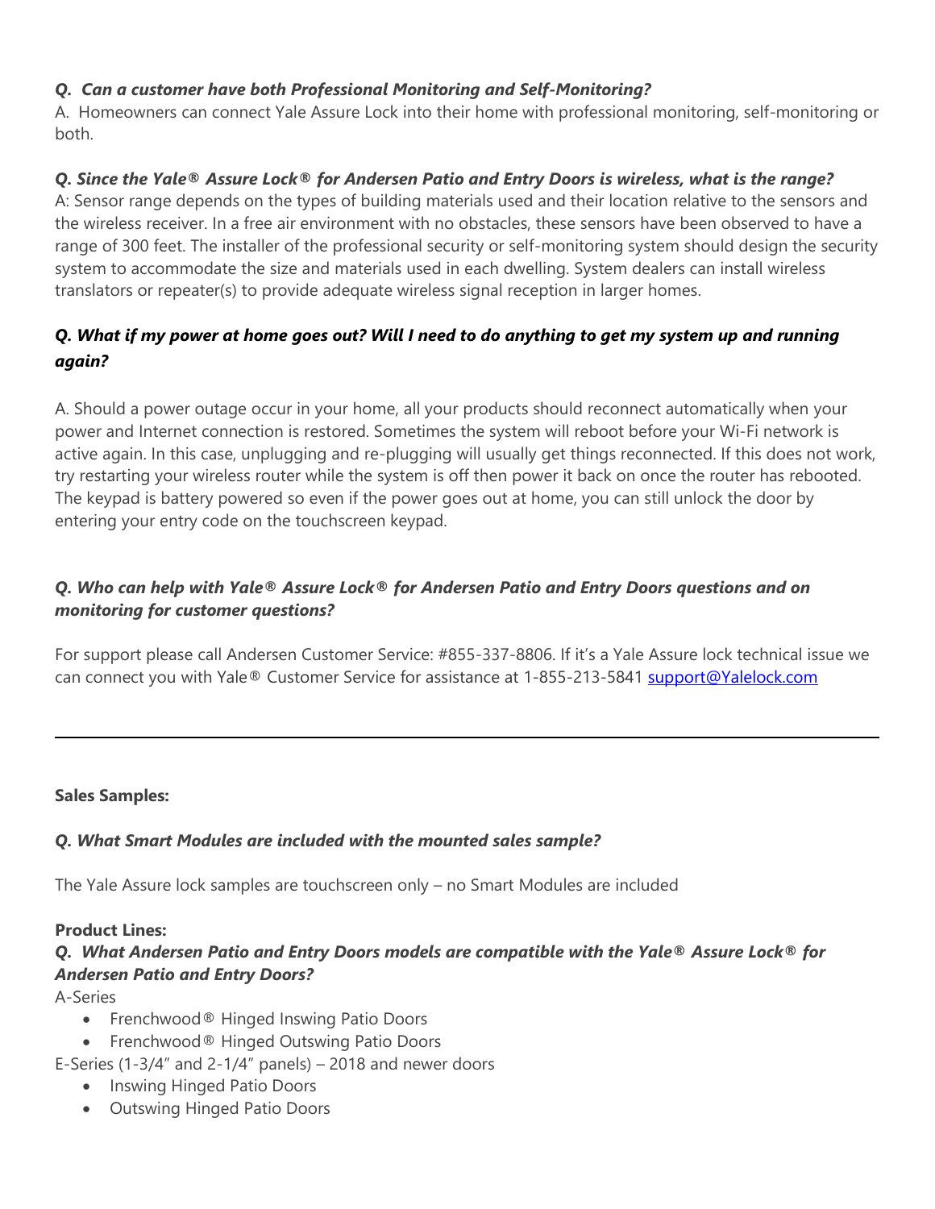***Q. Can a customer have both Professional Monitoring and Self-Monitoring?***
A. Homeowners can connect Yale Assure Lock into their home with professional monitoring, self-monitoring or both.

***Q. Since the Yale® Assure Lock® for Andersen Patio and Entry Doors is wireless, what is the range?***
A: Sensor range depends on the types of building materials used and their location relative to the sensors and the wireless receiver. In a free air environment with no obstacles, these sensors have been observed to have a range of 300 feet. The installer of the professional security or self-monitoring system should design the security system to accommodate the size and materials used in each dwelling. System dealers can install wireless translators or repeater(s) to provide adequate wireless signal reception in larger homes.

***Q. What if my power at home goes out? Will I need to do anything to get my system up and running again?***

A. Should a power outage occur in your home, all your products should reconnect automatically when your power and Internet connection is restored. Sometimes the system will reboot before your Wi-Fi network is active again. In this case, unplugging and re-plugging will usually get things reconnected. If this does not work, try restarting your wireless router while the system is off then power it back on once the router has rebooted. The keypad is battery powered so even if the power goes out at home, you can still unlock the door by entering your entry code on the touchscreen keypad.

***Q. Who can help with Yale® Assure Lock® for Andersen Patio and Entry Doors questions and on monitoring for customer questions?***

For support please call Andersen Customer Service: #855-337-8806. If it's a Yale Assure lock technical issue we can connect you with Yale® Customer Service for assistance at 1-855-213-5841 support@Yalelock.com

---

**Sales Samples:**

***Q. What Smart Modules are included with the mounted sales sample?***

The Yale Assure lock samples are touchscreen only – no Smart Modules are included

**Product Lines:**

***Q. What Andersen Patio and Entry Doors models are compatible with the Yale® Assure Lock® for Andersen Patio and Entry Doors?***

A-Series

- Frenchwood® Hinged Inswing Patio Doors
- Frenchwood® Hinged Outswing Patio Doors

E-Series (1-3/4" and 2-1/4" panels) – 2018 and newer doors

- Inswing Hinged Patio Doors
- Outswing Hinged Patio Doors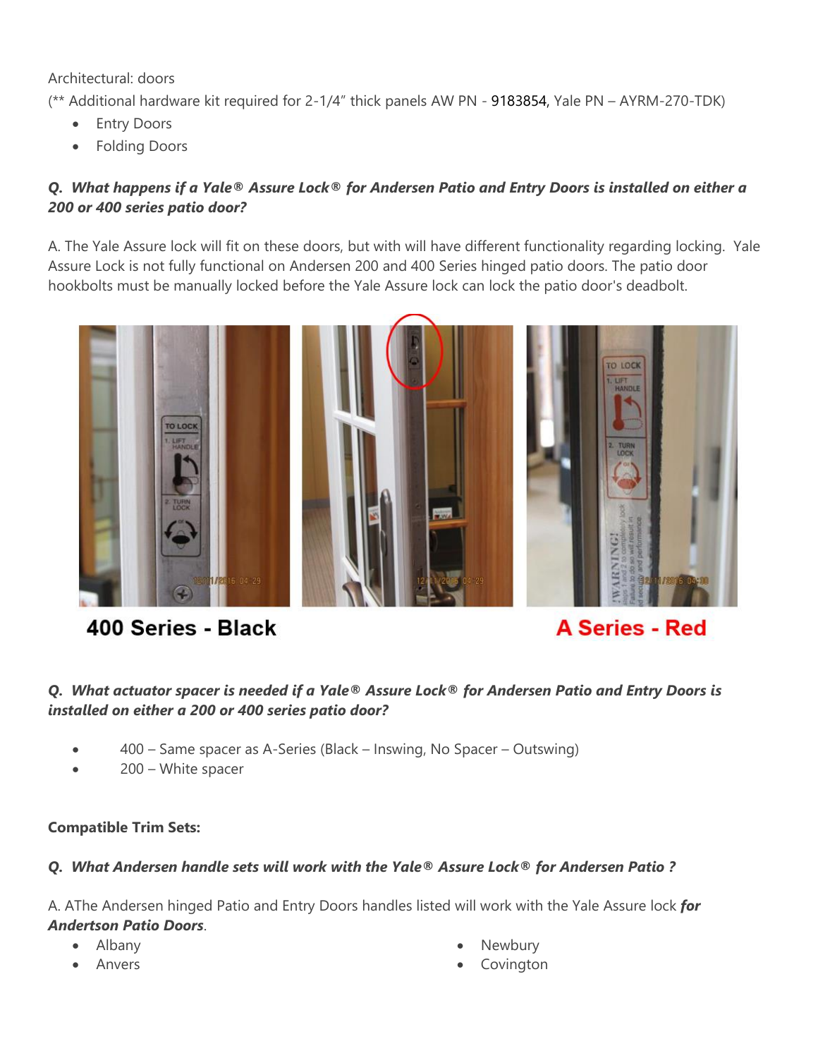Architectural: doors

(** Additional hardware kit required for 2-1/4" thick panels AW PN - 9183854, Yale PN – AYRM-270-TDK)

- Entry Doors
- Folding Doors

***Q. What happens if a Yale® Assure Lock® for Andersen Patio and Entry Doors is installed on either a 200 or 400 series patio door?***

A. The Yale Assure lock will fit on these doors, but with will have different functionality regarding locking. Yale Assure Lock is not fully functional on Andersen 200 and 400 Series hinged patio doors. The patio door hookbolts must be manually locked before the Yale Assure lock can lock the patio door's deadbolt.

400 Series - Black

A Series - Red

***Q. What actuator spacer is needed if a Yale® Assure Lock® for Andersen Patio and Entry Doors is installed on either a 200 or 400 series patio door?***

- 400 – Same spacer as A-Series (Black – Inswing, No Spacer – Outswing)
- 200 – White spacer

**Compatible Trim Sets:**

***Q. What Andersen handle sets will work with the Yale® Assure Lock® for Andersen Patio ?***

A. AThe Andersen hinged Patio and Entry Doors handles listed will work with the Yale Assure lock ***for Andertson Patio Doors***.

- Albany
- Anvers
- Newbury
- Covington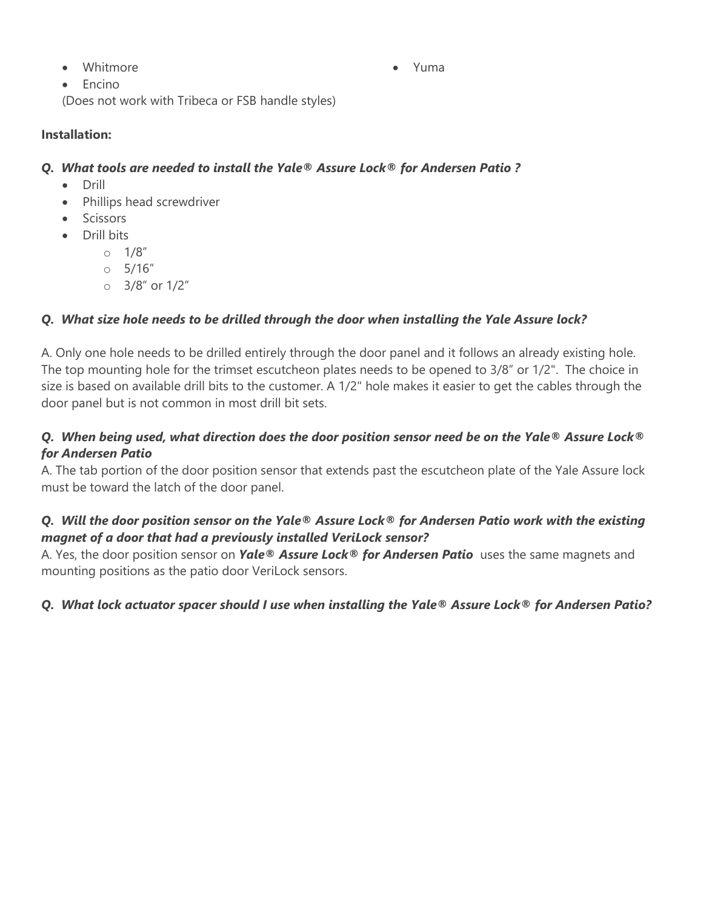- Whitmore
- Yuma
- Encino

(Does not work with Tribeca or FSB handle styles)

**Installation:**

***Q. What tools are needed to install the Yale® Assure Lock® for Andersen Patio ?***

- Drill
- Phillips head screwdriver
- Scissors
- Drill bits
  - 1/8″
  - 5/16″
  - 3/8″ or 1/2″

***Q. What size hole needs to be drilled through the door when installing the Yale Assure lock?***

A. Only one hole needs to be drilled entirely through the door panel and it follows an already existing hole. The top mounting hole for the trimset escutcheon plates needs to be opened to 3/8″ or 1/2". The choice in size is based on available drill bits to the customer. A 1/2" hole makes it easier to get the cables through the door panel but is not common in most drill bit sets.

***Q. When being used, what direction does the door position sensor need be on the Yale® Assure Lock® for Andersen Patio***

A. The tab portion of the door position sensor that extends past the escutcheon plate of the Yale Assure lock must be toward the latch of the door panel.

***Q. Will the door position sensor on the Yale® Assure Lock® for Andersen Patio work with the existing magnet of a door that had a previously installed VeriLock sensor?***

A. Yes, the door position sensor on ***Yale® Assure Lock® for Andersen Patio*** uses the same magnets and mounting positions as the patio door VeriLock sensors.

***Q. What lock actuator spacer should I use when installing the Yale® Assure Lock® for Andersen Patio?***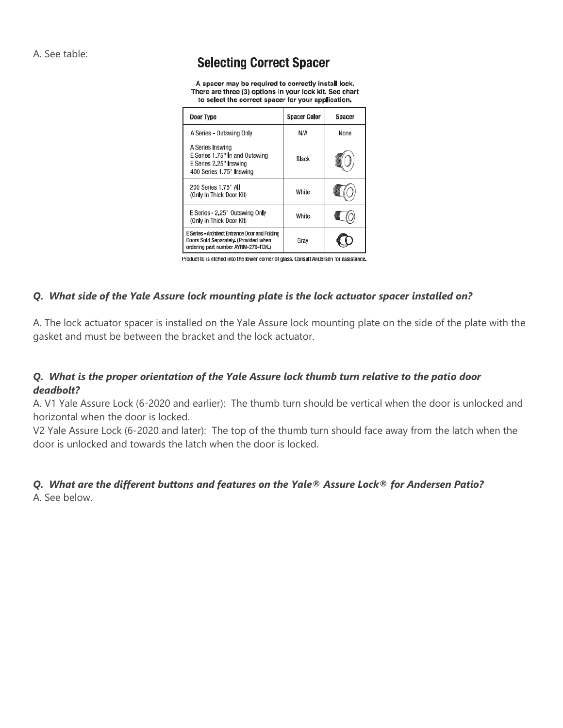A. See table:

## Selecting Correct Spacer

**A spacer may be required to correctly install lock. There are three (3) options in your lock kit. See chart to select the correct spacer for your application.**

| Door Type | Spacer Color | Spacer |
|---|---|---|
| A Series - Outswing Only | N/A | None |
| A Series Inswing<br>E Series 1.75" In and Outswing<br>E Series 2.25" Inswing<br>400 Series 1.75" Inswing | Black | |
| 200 Series 1.75" All<br>(Only in Thick Door Kit) | White | |
| E Series - 2.25" Outswing Only<br>(Only in Thick Door Kit) | White | |
| E Series - Architect Entrance Door and Folding Doors Sold Separately. (Provided when ordering part number AYRM-270-TDK.) | Gray | |

Product ID is etched into the lower corner of glass. Consult Andersen for assistance.

### *Q. What side of the Yale Assure lock mounting plate is the lock actuator spacer installed on?*

A. The lock actuator spacer is installed on the Yale Assure lock mounting plate on the side of the plate with the gasket and must be between the bracket and the lock actuator.

### *Q. What is the proper orientation of the Yale Assure lock thumb turn relative to the patio door deadbolt?*

A. V1 Yale Assure Lock (6-2020 and earlier): The thumb turn should be vertical when the door is unlocked and horizontal when the door is locked.

V2 Yale Assure Lock (6-2020 and later): The top of the thumb turn should face away from the latch when the door is unlocked and towards the latch when the door is locked.

### *Q. What are the different buttons and features on the Yale® Assure Lock® for Andersen Patio?*

A. See below.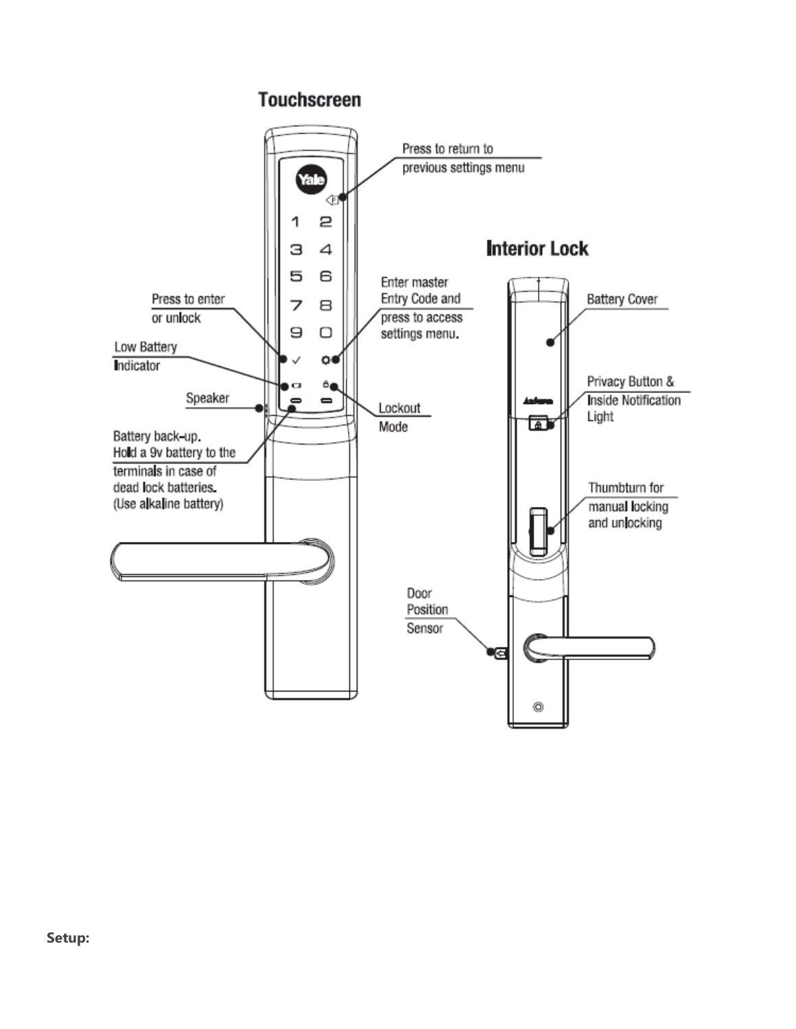## Touchscreen

Press to return to previous settings menu

Press to enter or unlock

Enter master Entry Code and press to access settings menu.

Low Battery Indicator

Speaker

Lockout Mode

Battery back-up. Hold a 9v battery to the terminals in case of dead lock batteries. (Use alkaline battery)

## Interior Lock

Battery Cover

Privacy Button & Inside Notification Light

Thumbturn for manual locking and unlocking

Door Position Sensor

**Setup:**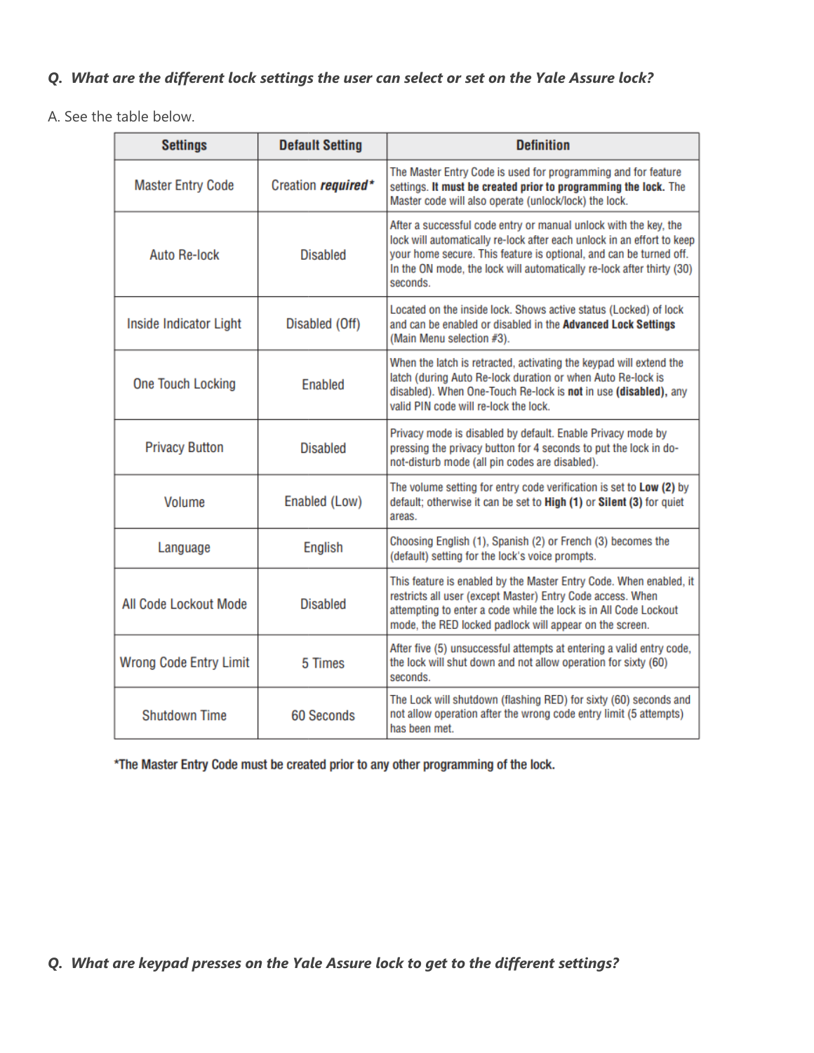***Q. What are the different lock settings the user can select or set on the Yale Assure lock?***

A. See the table below.

| Settings | Default Setting | Definition |
|---|---|---|
| Master Entry Code | Creation ***required**** | The Master Entry Code is used for programming and for feature settings. **It must be created prior to programming the lock.** The Master code will also operate (unlock/lock) the lock. |
| Auto Re-lock | Disabled | After a successful code entry or manual unlock with the key, the lock will automatically re-lock after each unlock in an effort to keep your home secure. This feature is optional, and can be turned off. In the ON mode, the lock will automatically re-lock after thirty (30) seconds. |
| Inside Indicator Light | Disabled (Off) | Located on the inside lock. Shows active status (Locked) of lock and can be enabled or disabled in the **Advanced Lock Settings** (Main Menu selection #3). |
| One Touch Locking | Enabled | When the latch is retracted, activating the keypad will extend the latch (during Auto Re-lock duration or when Auto Re-lock is disabled). When One-Touch Re-lock is **not** in use **(disabled),** any valid PIN code will re-lock the lock. |
| Privacy Button | Disabled | Privacy mode is disabled by default. Enable Privacy mode by pressing the privacy button for 4 seconds to put the lock in do-not-disturb mode (all pin codes are disabled). |
| Volume | Enabled (Low) | The volume setting for entry code verification is set to **Low (2)** by default; otherwise it can be set to **High (1)** or **Silent (3)** for quiet areas. |
| Language | English | Choosing English (1), Spanish (2) or French (3) becomes the (default) setting for the lock's voice prompts. |
| All Code Lockout Mode | Disabled | This feature is enabled by the Master Entry Code. When enabled, it restricts all user (except Master) Entry Code access. When attempting to enter a code while the lock is in All Code Lockout mode, the RED locked padlock will appear on the screen. |
| Wrong Code Entry Limit | 5 Times | After five (5) unsuccessful attempts at entering a valid entry code, the lock will shut down and not allow operation for sixty (60) seconds. |
| Shutdown Time | 60 Seconds | The Lock will shutdown (flashing RED) for sixty (60) seconds and not allow operation after the wrong code entry limit (5 attempts) has been met. |

***The Master Entry Code must be created prior to any other programming of the lock.**

***Q. What are keypad presses on the Yale Assure lock to get to the different settings?***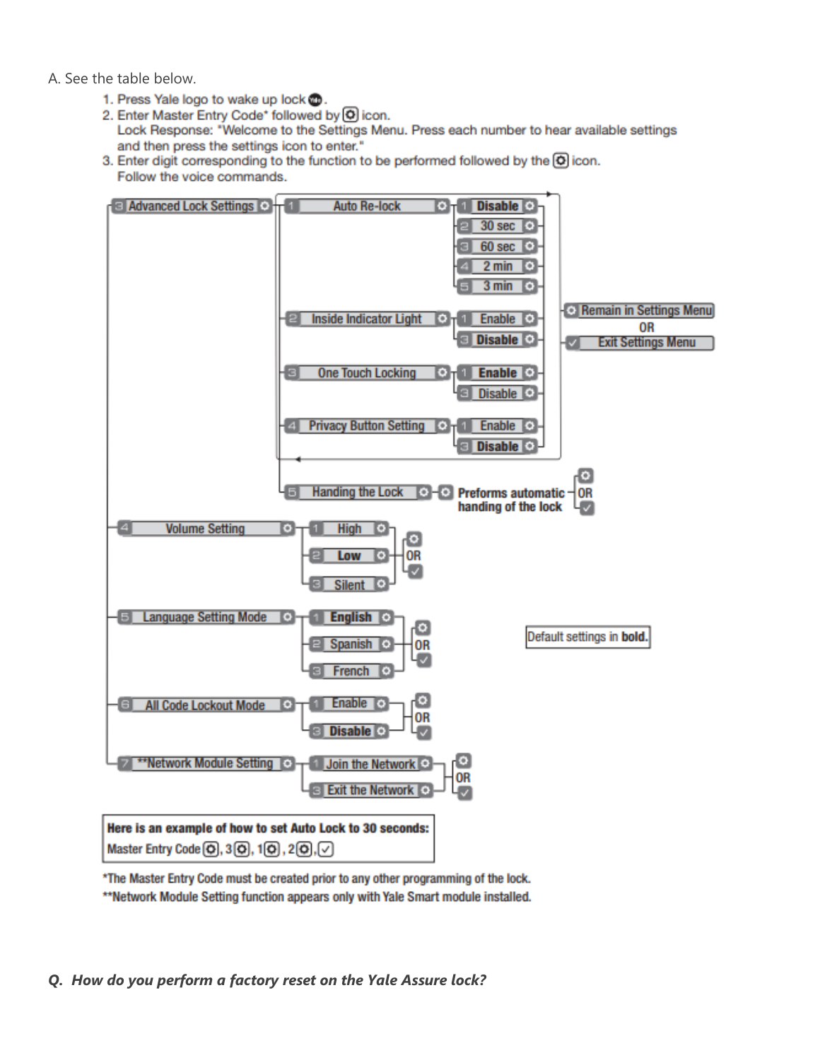A. See the table below.

1. Press Yale logo to wake up lock.
2. Enter Master Entry Code* followed by ⚙ icon.
   Lock Response: "Welcome to the Settings Menu. Press each number to hear available settings and then press the settings icon to enter."
3. Enter digit corresponding to the function to be performed followed by the ⚙ icon.
   Follow the voice commands.

- 3 Advanced Lock Settings ⚙
  - 1 Auto Re-lock ⚙
    - 1 **Disable** ⚙
    - 2 30 sec ⚙
    - 3 60 sec ⚙
    - 4 2 min ⚙
    - 5 3 min ⚙
  - 2 Inside Indicator Light ⚙
    - 1 Enable ⚙
    - 3 **Disable** ⚙
  - 3 One Touch Locking ⚙
    - 1 **Enable** ⚙
    - 3 Disable ⚙
  - 4 Privacy Button Setting ⚙
    - 1 Enable ⚙
    - 3 **Disable** ⚙
  - ⚙ Remain in Settings Menu OR ✓ Exit Settings Menu
  - 5 Handing the Lock ⚙ — ⚙ Preforms automatic handing of the lock — ⚙ OR ✓
- 4 Volume Setting ⚙
  - 1 High ⚙
  - 2 **Low** ⚙
  - 3 Silent ⚙
  - ⚙ OR ✓
- 5 Language Setting Mode ⚙
  - 1 **English** ⚙
  - 2 Spanish ⚙
  - 3 French ⚙
  - ⚙ OR ✓
- 6 All Code Lockout Mode ⚙
  - 1 Enable ⚙
  - 3 **Disable** ⚙
  - ⚙ OR ✓
- 7 **Network Module Setting ⚙
  - 1 Join the Network ⚙
  - 3 Exit the Network ⚙
  - ⚙ OR ✓

Default settings in **bold.**

**Here is an example of how to set Auto Lock to 30 seconds:**
Master Entry Code ⚙, 3 ⚙, 1 ⚙, 2 ⚙, ✓

*The Master Entry Code must be created prior to any other programming of the lock.
**Network Module Setting function appears only with Yale Smart module installed.

***Q. How do you perform a factory reset on the Yale Assure lock?***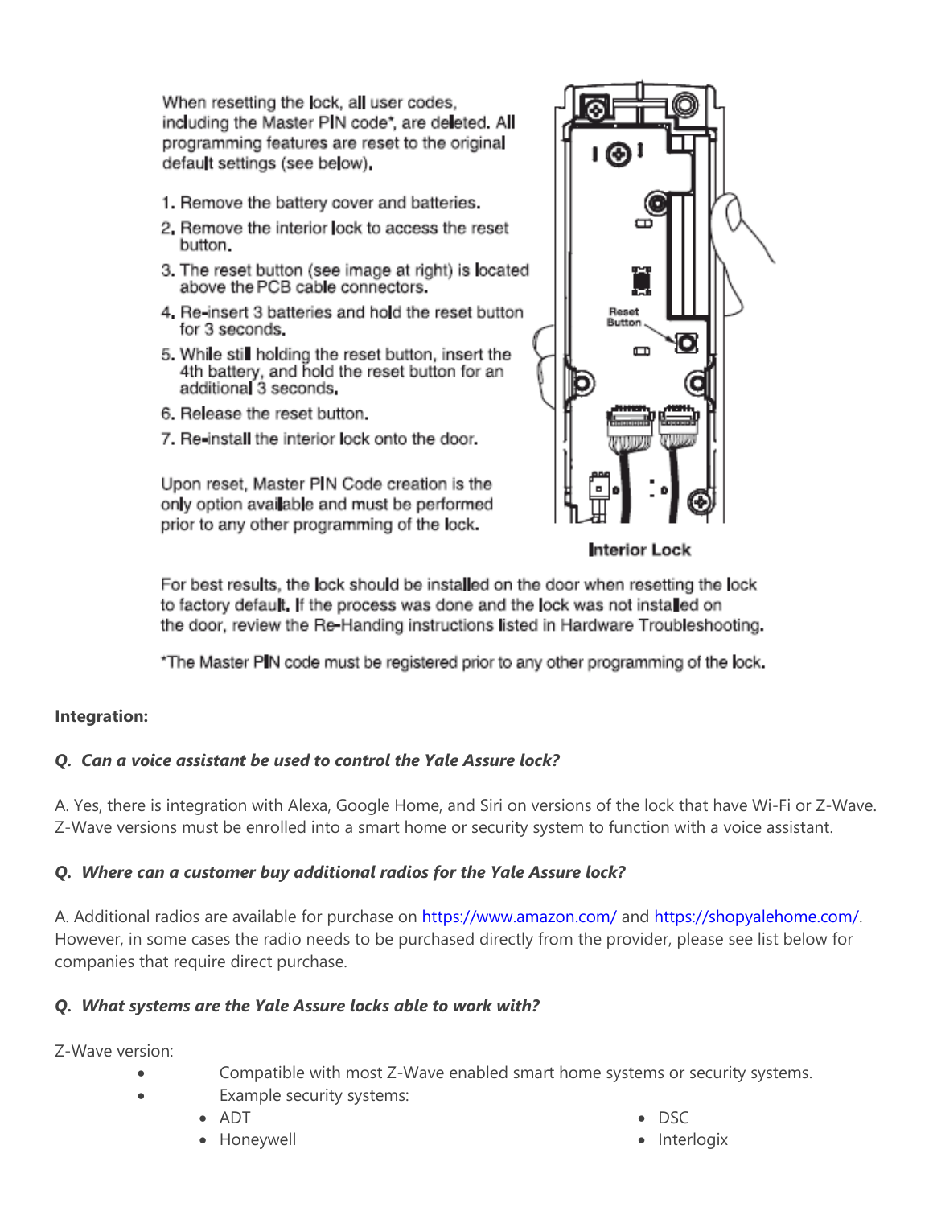When resetting the lock, all user codes, including the Master PIN code*, are deleted. All programming features are reset to the original default settings (see below).

1. Remove the battery cover and batteries.
2. Remove the interior lock to access the reset button.
3. The reset button (see image at right) is located above the PCB cable connectors.
4. Re-insert 3 batteries and hold the reset button for 3 seconds.
5. While still holding the reset button, insert the 4th battery, and hold the reset button for an additional 3 seconds.
6. Release the reset button.
7. Re-install the interior lock onto the door.

Upon reset, Master PIN Code creation is the only option available and must be performed prior to any other programming of the lock.

Reset Button

Interior Lock

For best results, the lock should be installed on the door when resetting the lock to factory default. If the process was done and the lock was not installed on the door, review the Re-Handing instructions listed in Hardware Troubleshooting.

*The Master PIN code must be registered prior to any other programming of the lock.

**Integration:**

***Q. Can a voice assistant be used to control the Yale Assure lock?***

A. Yes, there is integration with Alexa, Google Home, and Siri on versions of the lock that have Wi-Fi or Z-Wave. Z-Wave versions must be enrolled into a smart home or security system to function with a voice assistant.

***Q. Where can a customer buy additional radios for the Yale Assure lock?***

A. Additional radios are available for purchase on https://www.amazon.com/ and https://shopyalehome.com/. However, in some cases the radio needs to be purchased directly from the provider, please see list below for companies that require direct purchase.

***Q. What systems are the Yale Assure locks able to work with?***

Z-Wave version:

- Compatible with most Z-Wave enabled smart home systems or security systems.
- Example security systems:
  - ADT
  - Honeywell
  - DSC
  - Interlogix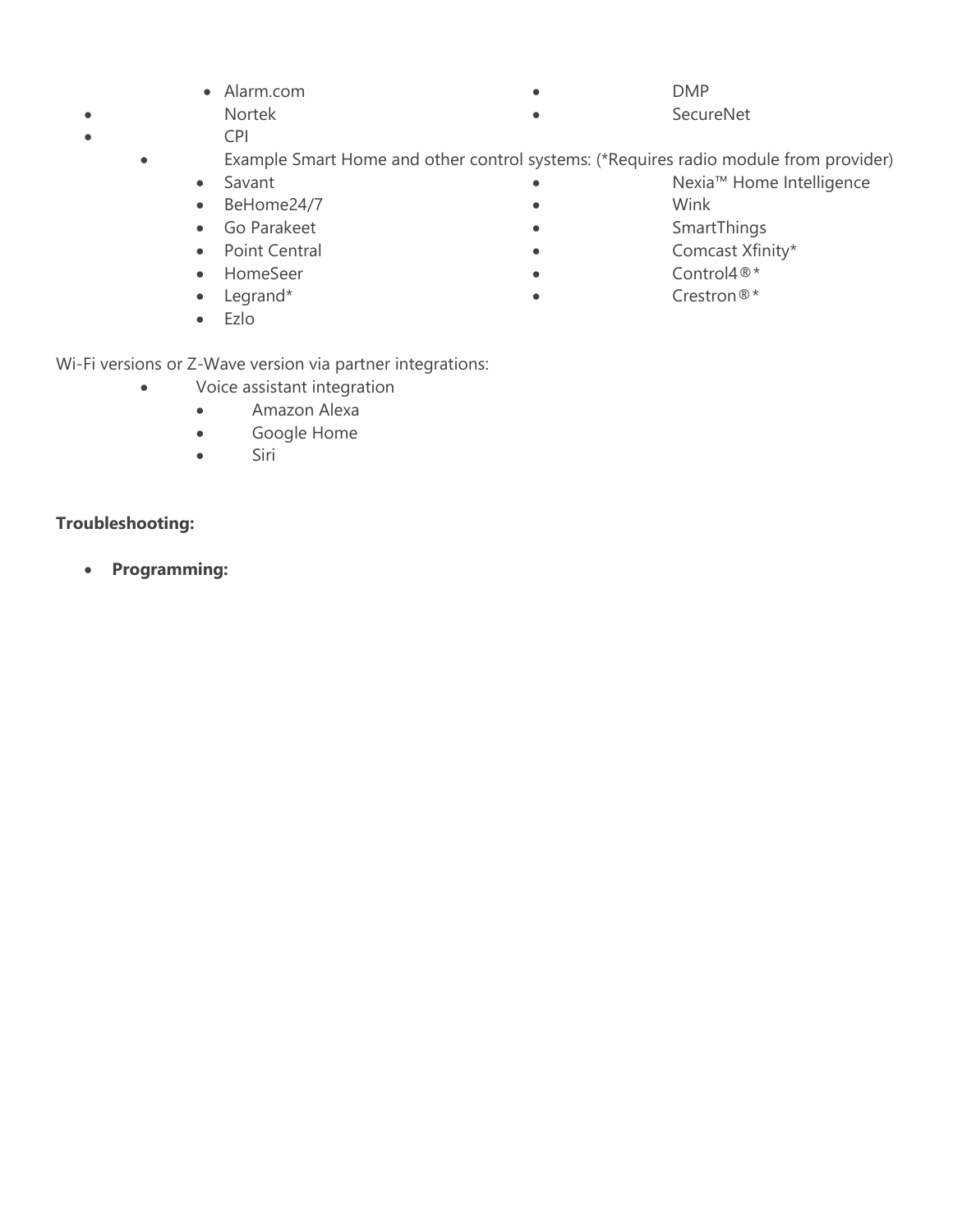- Alarm.com
- Nortek
- CPI
- DMP
- SecureNet
- Example Smart Home and other control systems: (*Requires radio module from provider)
  - Savant
  - BeHome24/7
  - Go Parakeet
  - Point Central
  - HomeSeer
  - Legrand*
  - Ezlo
  - Nexia™ Home Intelligence
  - Wink
  - SmartThings
  - Comcast Xfinity*
  - Control4®*
  - Crestron®*

Wi-Fi versions or Z-Wave version via partner integrations:

- Voice assistant integration
  - Amazon Alexa
  - Google Home
  - Siri

**Troubleshooting:**

- **Programming:**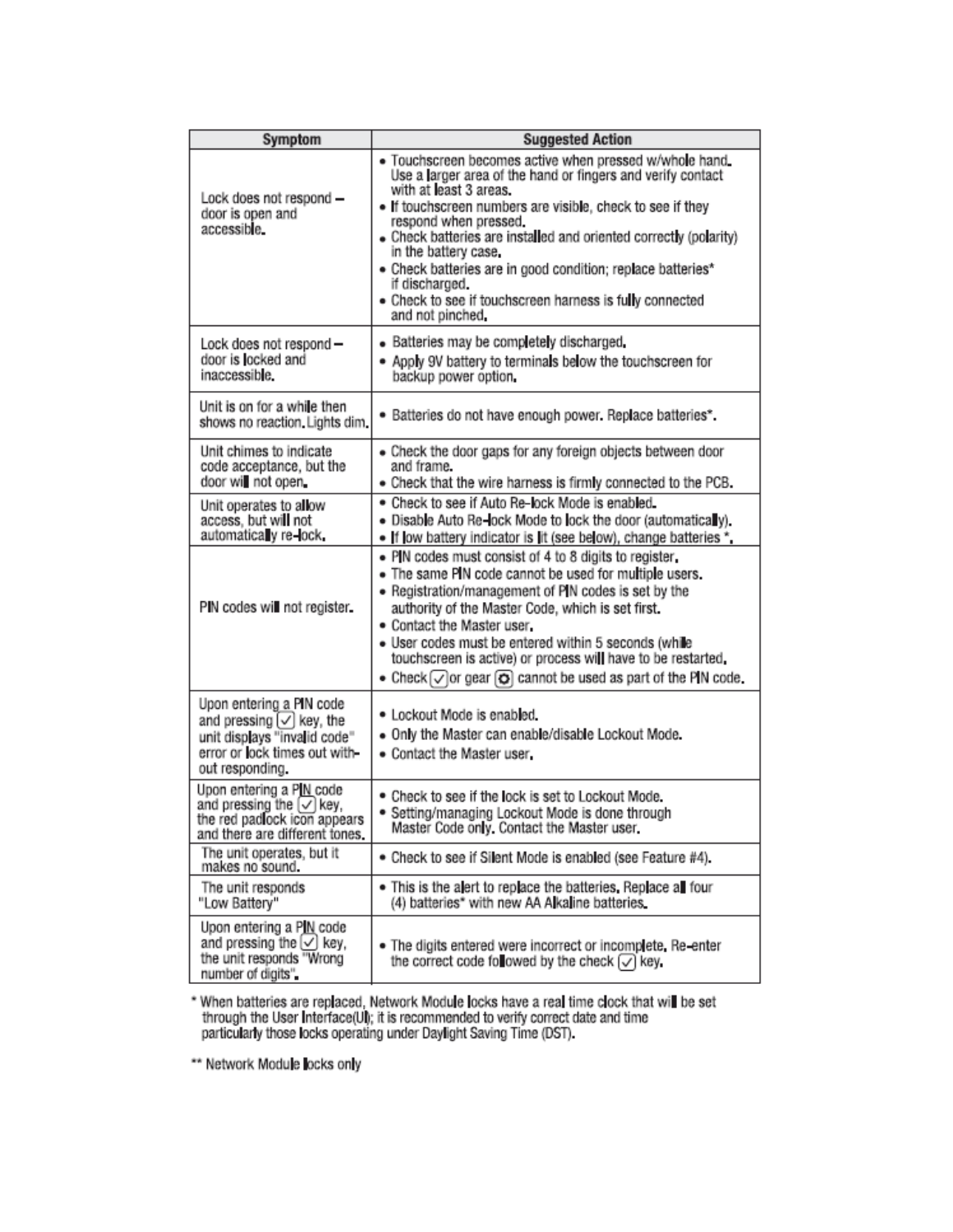| Symptom | Suggested Action |
| --- | --- |
| Lock does not respond – door is open and accessible. | • Touchscreen becomes active when pressed w/whole hand. Use a larger area of the hand or fingers and verify contact with at least 3 areas.<br>• If touchscreen numbers are visible, check to see if they respond when pressed.<br>• Check batteries are installed and oriented correctly (polarity) in the battery case.<br>• Check batteries are in good condition; replace batteries* if discharged.<br>• Check to see if touchscreen harness is fully connected and not pinched. |
| Lock does not respond – door is locked and inaccessible. | • Batteries may be completely discharged.<br>• Apply 9V battery to terminals below the touchscreen for backup power option. |
| Unit is on for a while then shows no reaction. Lights dim. | • Batteries do not have enough power. Replace batteries*. |
| Unit chimes to indicate code acceptance, but the door will not open. | • Check the door gaps for any foreign objects between door and frame.<br>• Check that the wire harness is firmly connected to the PCB. |
| Unit operates to allow access, but will not automatically re-lock. | • Check to see if Auto Re-lock Mode is enabled.<br>• Disable Auto Re-lock Mode to lock the door (automatically).<br>• If low battery indicator is lit (see below), change batteries *. |
| PIN codes will not register. | • PIN codes must consist of 4 to 8 digits to register.<br>• The same PIN code cannot be used for multiple users.<br>• Registration/management of PIN codes is set by the authority of the Master Code, which is set first.<br>• Contact the Master user.<br>• User codes must be entered within 5 seconds (while touchscreen is active) or process will have to be restarted.<br>• Check ✓ or gear ⚙ cannot be used as part of the PIN code. |
| Upon entering a PIN code and pressing ✓ key, the unit displays "invalid code" error or lock times out without responding. | • Lockout Mode is enabled.<br>• Only the Master can enable/disable Lockout Mode.<br>• Contact the Master user. |
| Upon entering a PIN code and pressing the ✓ key, the red padlock icon appears and there are different tones. | • Check to see if the lock is set to Lockout Mode.<br>• Setting/managing Lockout Mode is done through Master Code only. Contact the Master user. |
| The unit operates, but it makes no sound. | • Check to see if Silent Mode is enabled (see Feature #4). |
| The unit responds "Low Battery" | • This is the alert to replace the batteries. Replace all four (4) batteries* with new AA Alkaline batteries. |
| Upon entering a PIN code and pressing the ✓ key, the unit responds "Wrong number of digits". | • The digits entered were incorrect or incomplete. Re-enter the correct code followed by the check ✓ key. |

* When batteries are replaced, Network Module locks have a real time clock that will be set through the User Interface(UI); it is recommended to verify correct date and time particularly those locks operating under Daylight Saving Time (DST).

** Network Module locks only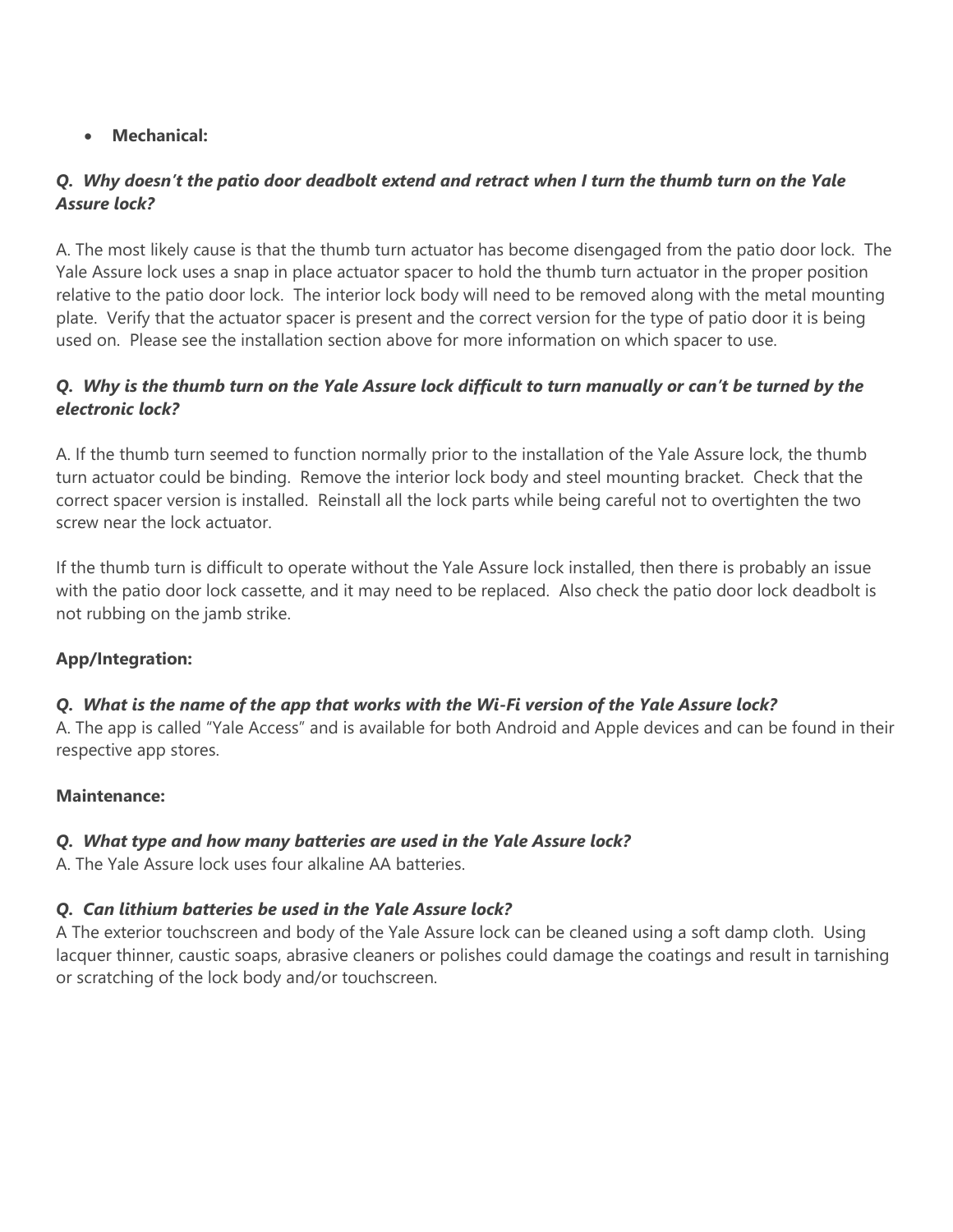- **Mechanical:**

***Q. Why doesn't the patio door deadbolt extend and retract when I turn the thumb turn on the Yale Assure lock?***

A. The most likely cause is that the thumb turn actuator has become disengaged from the patio door lock. The Yale Assure lock uses a snap in place actuator spacer to hold the thumb turn actuator in the proper position relative to the patio door lock. The interior lock body will need to be removed along with the metal mounting plate. Verify that the actuator spacer is present and the correct version for the type of patio door it is being used on. Please see the installation section above for more information on which spacer to use.

***Q. Why is the thumb turn on the Yale Assure lock difficult to turn manually or can't be turned by the electronic lock?***

A. If the thumb turn seemed to function normally prior to the installation of the Yale Assure lock, the thumb turn actuator could be binding. Remove the interior lock body and steel mounting bracket. Check that the correct spacer version is installed. Reinstall all the lock parts while being careful not to overtighten the two screw near the lock actuator.

If the thumb turn is difficult to operate without the Yale Assure lock installed, then there is probably an issue with the patio door lock cassette, and it may need to be replaced. Also check the patio door lock deadbolt is not rubbing on the jamb strike.

**App/Integration:**

***Q. What is the name of the app that works with the Wi-Fi version of the Yale Assure lock?***
A. The app is called "Yale Access" and is available for both Android and Apple devices and can be found in their respective app stores.

**Maintenance:**

***Q. What type and how many batteries are used in the Yale Assure lock?***
A. The Yale Assure lock uses four alkaline AA batteries.

***Q. Can lithium batteries be used in the Yale Assure lock?***
A The exterior touchscreen and body of the Yale Assure lock can be cleaned using a soft damp cloth. Using lacquer thinner, caustic soaps, abrasive cleaners or polishes could damage the coatings and result in tarnishing or scratching of the lock body and/or touchscreen.